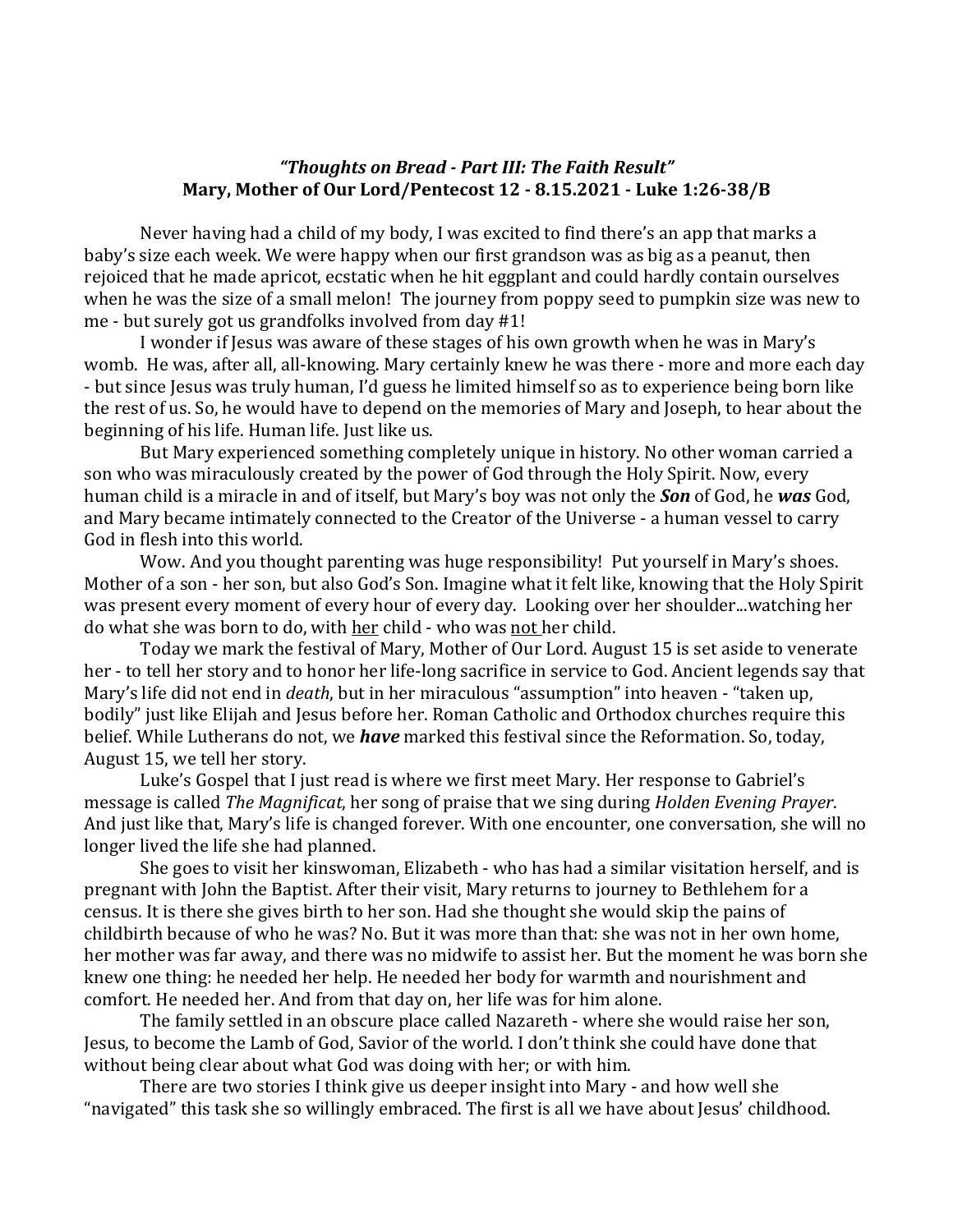***"Thoughts on Bread - Part III: The Faith Result"***
**Mary, Mother of Our Lord/Pentecost 12 - 8.15.2021 - Luke 1:26-38/B**

Never having had a child of my body, I was excited to find there's an app that marks a baby's size each week. We were happy when our first grandson was as big as a peanut, then rejoiced that he made apricot, ecstatic when he hit eggplant and could hardly contain ourselves when he was the size of a small melon! The journey from poppy seed to pumpkin size was new to me - but surely got us grandfolks involved from day #1!

I wonder if Jesus was aware of these stages of his own growth when he was in Mary's womb. He was, after all, all-knowing. Mary certainly knew he was there - more and more each day - but since Jesus was truly human, I'd guess he limited himself so as to experience being born like the rest of us. So, he would have to depend on the memories of Mary and Joseph, to hear about the beginning of his life. Human life. Just like us.

But Mary experienced something completely unique in history. No other woman carried a son who was miraculously created by the power of God through the Holy Spirit. Now, every human child is a miracle in and of itself, but Mary's boy was not only the ***Son*** of God, he ***was*** God, and Mary became intimately connected to the Creator of the Universe - a human vessel to carry God in flesh into this world.

Wow. And you thought parenting was huge responsibility! Put yourself in Mary's shoes. Mother of a son - her son, but also God's Son. Imagine what it felt like, knowing that the Holy Spirit was present every moment of every hour of every day. Looking over her shoulder...watching her do what she was born to do, with <u>her</u> child - who was <u>not</u> her child.

Today we mark the festival of Mary, Mother of Our Lord. August 15 is set aside to venerate her - to tell her story and to honor her life-long sacrifice in service to God. Ancient legends say that Mary's life did not end in *death*, but in her miraculous "assumption" into heaven - "taken up, bodily" just like Elijah and Jesus before her. Roman Catholic and Orthodox churches require this belief. While Lutherans do not, we ***have*** marked this festival since the Reformation. So, today, August 15, we tell her story.

Luke's Gospel that I just read is where we first meet Mary. Her response to Gabriel's message is called *The Magnificat*, her song of praise that we sing during *Holden Evening Prayer*. And just like that, Mary's life is changed forever. With one encounter, one conversation, she will no longer lived the life she had planned.

She goes to visit her kinswoman, Elizabeth - who has had a similar visitation herself, and is pregnant with John the Baptist. After their visit, Mary returns to journey to Bethlehem for a census. It is there she gives birth to her son. Had she thought she would skip the pains of childbirth because of who he was? No. But it was more than that: she was not in her own home, her mother was far away, and there was no midwife to assist her. But the moment he was born she knew one thing: he needed her help. He needed her body for warmth and nourishment and comfort. He needed her. And from that day on, her life was for him alone.

The family settled in an obscure place called Nazareth - where she would raise her son, Jesus, to become the Lamb of God, Savior of the world. I don't think she could have done that without being clear about what God was doing with her; or with him.

There are two stories I think give us deeper insight into Mary - and how well she "navigated" this task she so willingly embraced. The first is all we have about Jesus' childhood.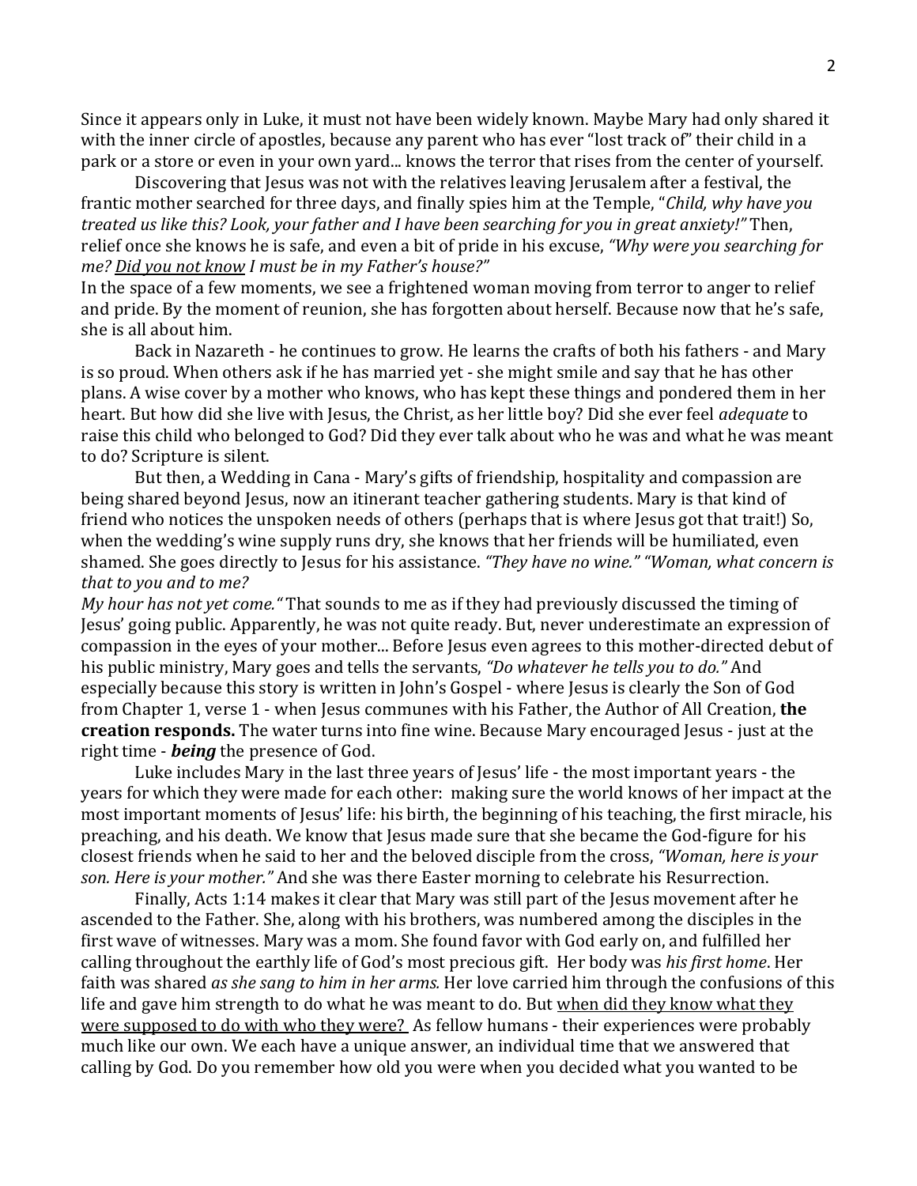Since it appears only in Luke, it must not have been widely known. Maybe Mary had only shared it with the inner circle of apostles, because any parent who has ever "lost track of" their child in a park or a store or even in your own yard... knows the terror that rises from the center of yourself.

Discovering that Jesus was not with the relatives leaving Jerusalem after a festival, the frantic mother searched for three days, and finally spies him at the Temple, "*Child, why have you treated us like this? Look, your father and I have been searching for you in great anxiety!"* Then, relief once she knows he is safe, and even a bit of pride in his excuse, *"Why were you searching for me? <u>Did you not know</u> I must be in my Father's house?"*

In the space of a few moments, we see a frightened woman moving from terror to anger to relief and pride. By the moment of reunion, she has forgotten about herself. Because now that he's safe, she is all about him.

Back in Nazareth - he continues to grow. He learns the crafts of both his fathers - and Mary is so proud. When others ask if he has married yet - she might smile and say that he has other plans. A wise cover by a mother who knows, who has kept these things and pondered them in her heart. But how did she live with Jesus, the Christ, as her little boy? Did she ever feel *adequate* to raise this child who belonged to God? Did they ever talk about who he was and what he was meant to do? Scripture is silent.

But then, a Wedding in Cana - Mary's gifts of friendship, hospitality and compassion are being shared beyond Jesus, now an itinerant teacher gathering students. Mary is that kind of friend who notices the unspoken needs of others (perhaps that is where Jesus got that trait!) So, when the wedding's wine supply runs dry, she knows that her friends will be humiliated, even shamed. She goes directly to Jesus for his assistance. *"They have no wine." "Woman, what concern is that to you and to me?*

*My hour has not yet come."* That sounds to me as if they had previously discussed the timing of Jesus' going public. Apparently, he was not quite ready. But, never underestimate an expression of compassion in the eyes of your mother... Before Jesus even agrees to this mother-directed debut of his public ministry, Mary goes and tells the servants, *"Do whatever he tells you to do."* And especially because this story is written in John's Gospel - where Jesus is clearly the Son of God from Chapter 1, verse 1 - when Jesus communes with his Father, the Author of All Creation, **the creation responds.** The water turns into fine wine. Because Mary encouraged Jesus - just at the right time - ***being*** the presence of God.

Luke includes Mary in the last three years of Jesus' life - the most important years - the years for which they were made for each other: making sure the world knows of her impact at the most important moments of Jesus' life: his birth, the beginning of his teaching, the first miracle, his preaching, and his death. We know that Jesus made sure that she became the God-figure for his closest friends when he said to her and the beloved disciple from the cross, *"Woman, here is your son. Here is your mother."* And she was there Easter morning to celebrate his Resurrection.

Finally, Acts 1:14 makes it clear that Mary was still part of the Jesus movement after he ascended to the Father. She, along with his brothers, was numbered among the disciples in the first wave of witnesses. Mary was a mom. She found favor with God early on, and fulfilled her calling throughout the earthly life of God's most precious gift. Her body was *his first home*. Her faith was shared *as she sang to him in her arms.* Her love carried him through the confusions of this life and gave him strength to do what he was meant to do. But <u>when did they know what they were supposed to do with who they were?</u> As fellow humans - their experiences were probably much like our own. We each have a unique answer, an individual time that we answered that calling by God. Do you remember how old you were when you decided what you wanted to be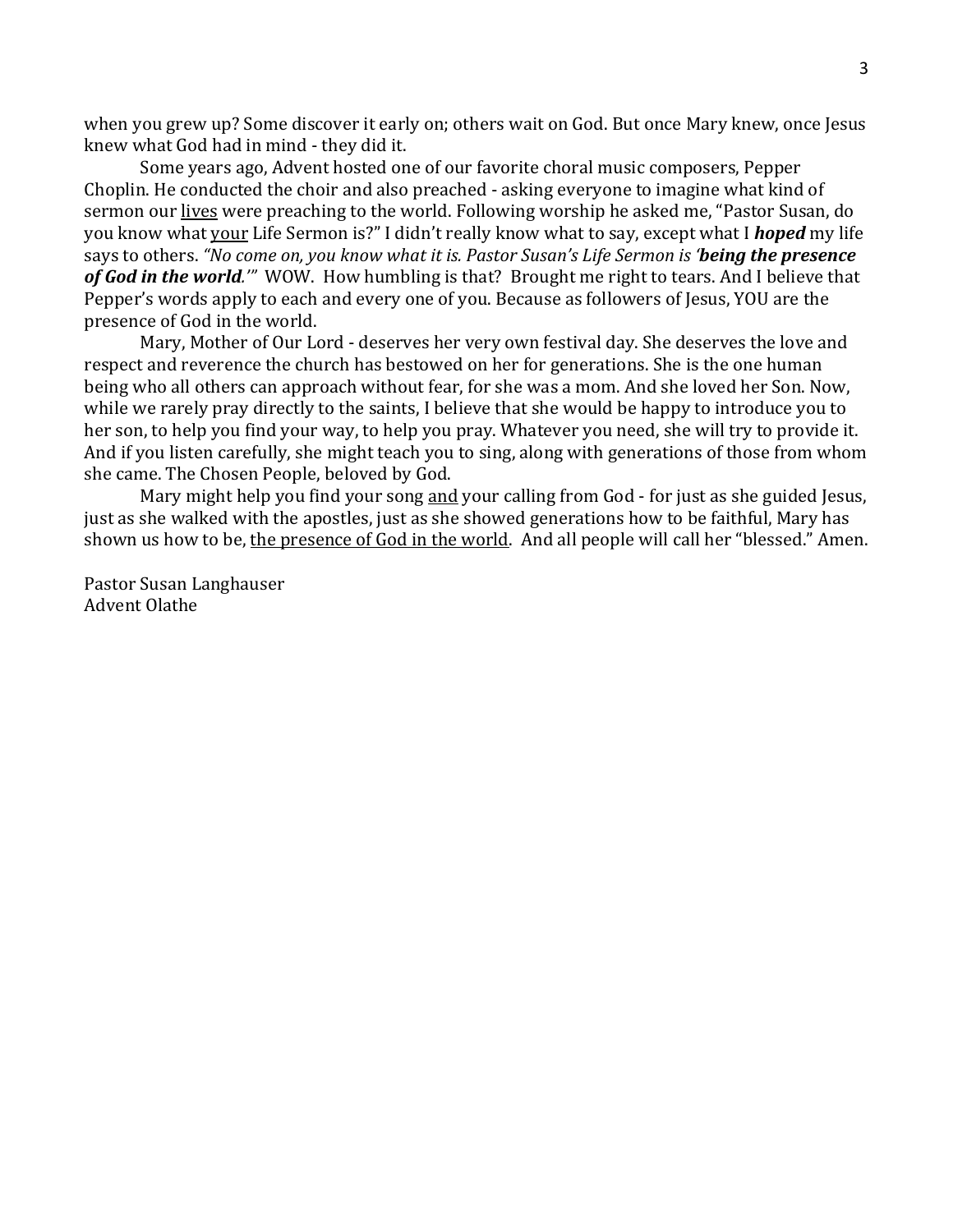when you grew up? Some discover it early on; others wait on God. But once Mary knew, once Jesus knew what God had in mind - they did it.

Some years ago, Advent hosted one of our favorite choral music composers, Pepper Choplin. He conducted the choir and also preached - asking everyone to imagine what kind of sermon our <u>lives</u> were preaching to the world. Following worship he asked me, "Pastor Susan, do you know what <u>your</u> Life Sermon is?" I didn't really know what to say, except what I ***hoped*** my life says to others. *"No come on, you know what it is. Pastor Susan's Life Sermon is '**being the presence of God in the world**.'"* WOW. How humbling is that? Brought me right to tears. And I believe that Pepper's words apply to each and every one of you. Because as followers of Jesus, YOU are the presence of God in the world.

Mary, Mother of Our Lord - deserves her very own festival day. She deserves the love and respect and reverence the church has bestowed on her for generations. She is the one human being who all others can approach without fear, for she was a mom. And she loved her Son. Now, while we rarely pray directly to the saints, I believe that she would be happy to introduce you to her son, to help you find your way, to help you pray. Whatever you need, she will try to provide it. And if you listen carefully, she might teach you to sing, along with generations of those from whom she came. The Chosen People, beloved by God.

Mary might help you find your song <u>and</u> your calling from God - for just as she guided Jesus, just as she walked with the apostles, just as she showed generations how to be faithful, Mary has shown us how to be, <u>the presence of God in the world</u>. And all people will call her "blessed." Amen.

Pastor Susan Langhauser
Advent Olathe